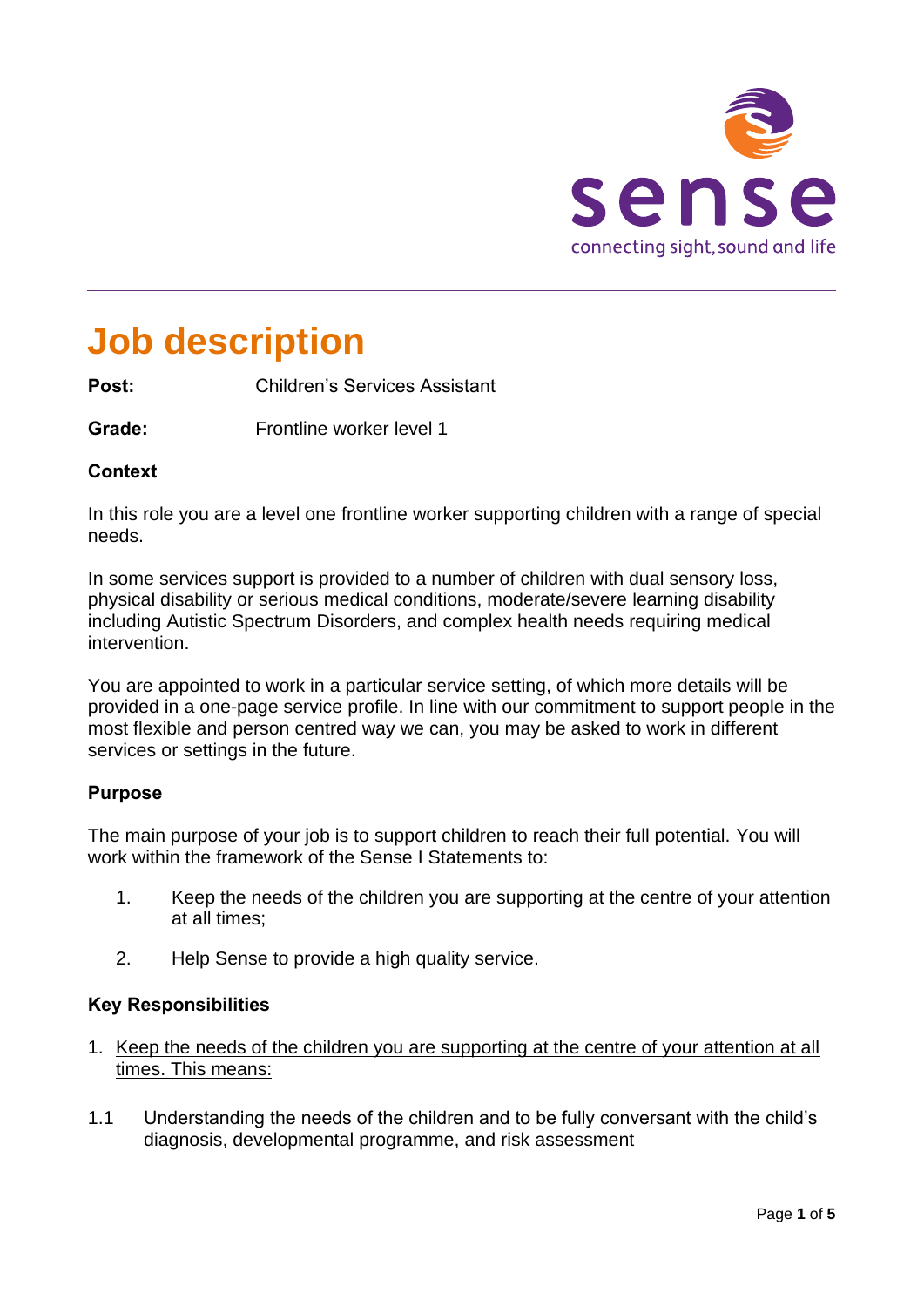# Job description

**Post:** Children's Services Assistant

**Grade:** Frontline worker level 1

**Context**

In this role you are a level one frontline worker supporting children with a range of special needs.

In some services support is provided to a number of children with dual sensory loss, physical disability or serious medical conditions, moderate/severe learning disability including Autistic Spectrum Disorders, and complex health needs requiring medical intervention.

You are appointed to work in a particular service setting, of which more details will be provided in a one-page service profile. In line with our commitment to support people in the most flexible and person centred way we can, you may be asked to work in different services or settings in the future.

**Purpose**

The main purpose of your job is to support children to reach their full potential. You will work within the framework of the Sense I Statements to:

1. Keep the needs of the children you are supporting at the centre of your attention at all times;
2. Help Sense to provide a high quality service.

**Key Responsibilities**

1. Keep the needs of the children you are supporting at the centre of your attention at all times. This means:

1.1 Understanding the needs of the children and to be fully conversant with the child's diagnosis, developmental programme, and risk assessment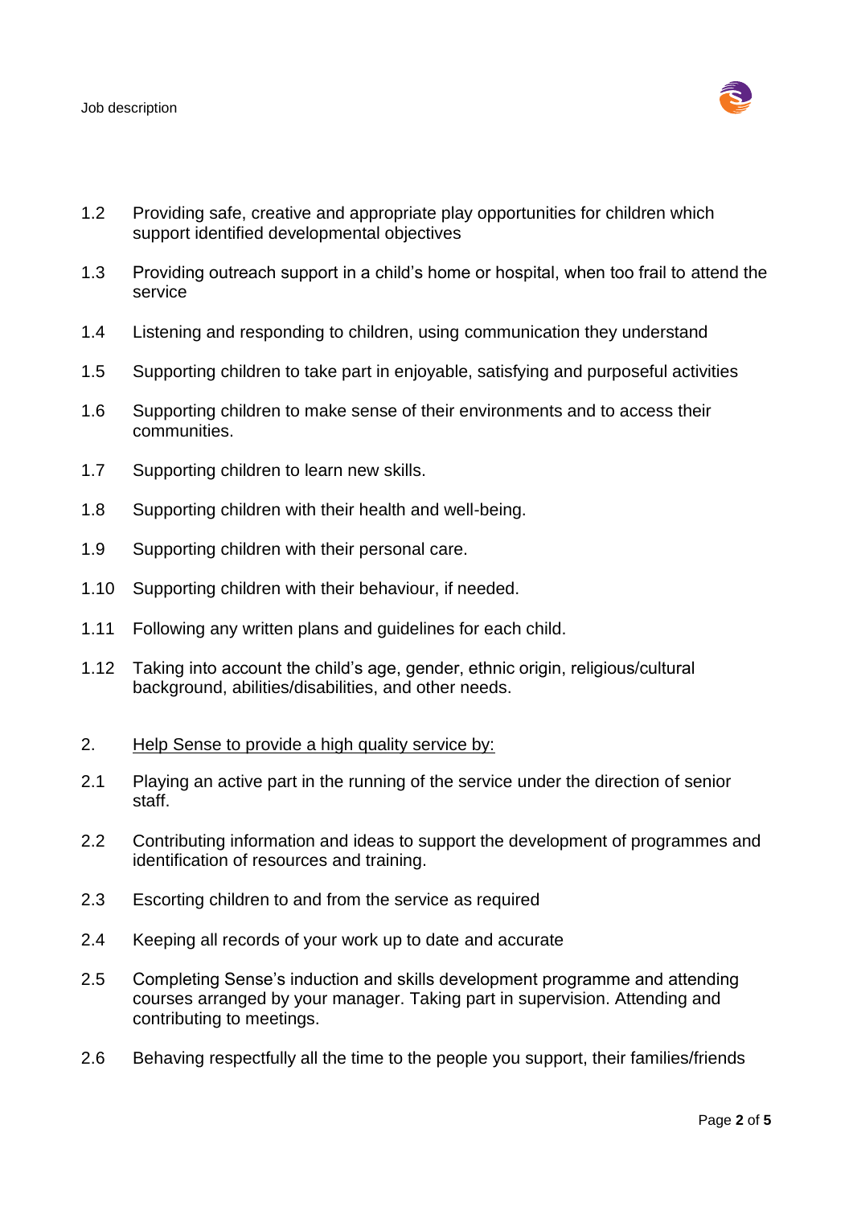1.2 Providing safe, creative and appropriate play opportunities for children which support identified developmental objectives

1.3 Providing outreach support in a child's home or hospital, when too frail to attend the service

1.4 Listening and responding to children, using communication they understand

1.5 Supporting children to take part in enjoyable, satisfying and purposeful activities

1.6 Supporting children to make sense of their environments and to access their communities.

1.7 Supporting children to learn new skills.

1.8 Supporting children with their health and well-being.

1.9 Supporting children with their personal care.

1.10 Supporting children with their behaviour, if needed.

1.11 Following any written plans and guidelines for each child.

1.12 Taking into account the child's age, gender, ethnic origin, religious/cultural background, abilities/disabilities, and other needs.

2. <u>Help Sense to provide a high quality service by:</u>

2.1 Playing an active part in the running of the service under the direction of senior staff.

2.2 Contributing information and ideas to support the development of programmes and identification of resources and training.

2.3 Escorting children to and from the service as required

2.4 Keeping all records of your work up to date and accurate

2.5 Completing Sense's induction and skills development programme and attending courses arranged by your manager. Taking part in supervision. Attending and contributing to meetings.

2.6 Behaving respectfully all the time to the people you support, their families/friends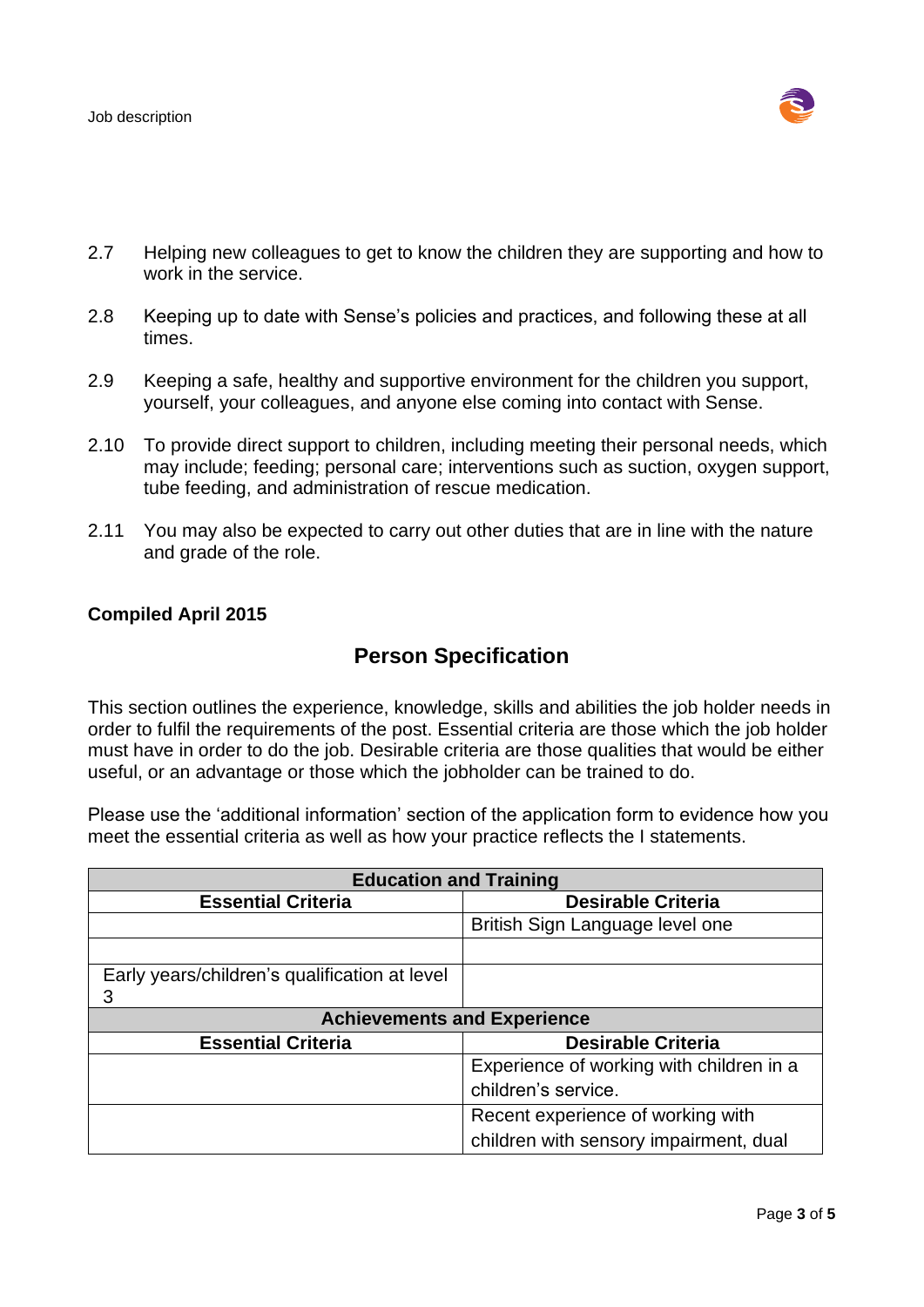2.7 Helping new colleagues to get to know the children they are supporting and how to work in the service.

2.8 Keeping up to date with Sense's policies and practices, and following these at all times.

2.9 Keeping a safe, healthy and supportive environment for the children you support, yourself, your colleagues, and anyone else coming into contact with Sense.

2.10 To provide direct support to children, including meeting their personal needs, which may include; feeding; personal care; interventions such as suction, oxygen support, tube feeding, and administration of rescue medication.

2.11 You may also be expected to carry out other duties that are in line with the nature and grade of the role.

**Compiled April 2015**

## Person Specification

This section outlines the experience, knowledge, skills and abilities the job holder needs in order to fulfil the requirements of the post. Essential criteria are those which the job holder must have in order to do the job. Desirable criteria are those qualities that would be either useful, or an advantage or those which the jobholder can be trained to do.

Please use the 'additional information' section of the application form to evidence how you meet the essential criteria as well as how your practice reflects the I statements.

| **Education and Training** | |
|---|---|
| **Essential Criteria** | **Desirable Criteria** |
| | British Sign Language level one |
| | |
| Early years/children's qualification at level 3 | |
| **Achievements and Experience** | |
| **Essential Criteria** | **Desirable Criteria** |
| | Experience of working with children in a children's service. |
| | Recent experience of working with children with sensory impairment, dual |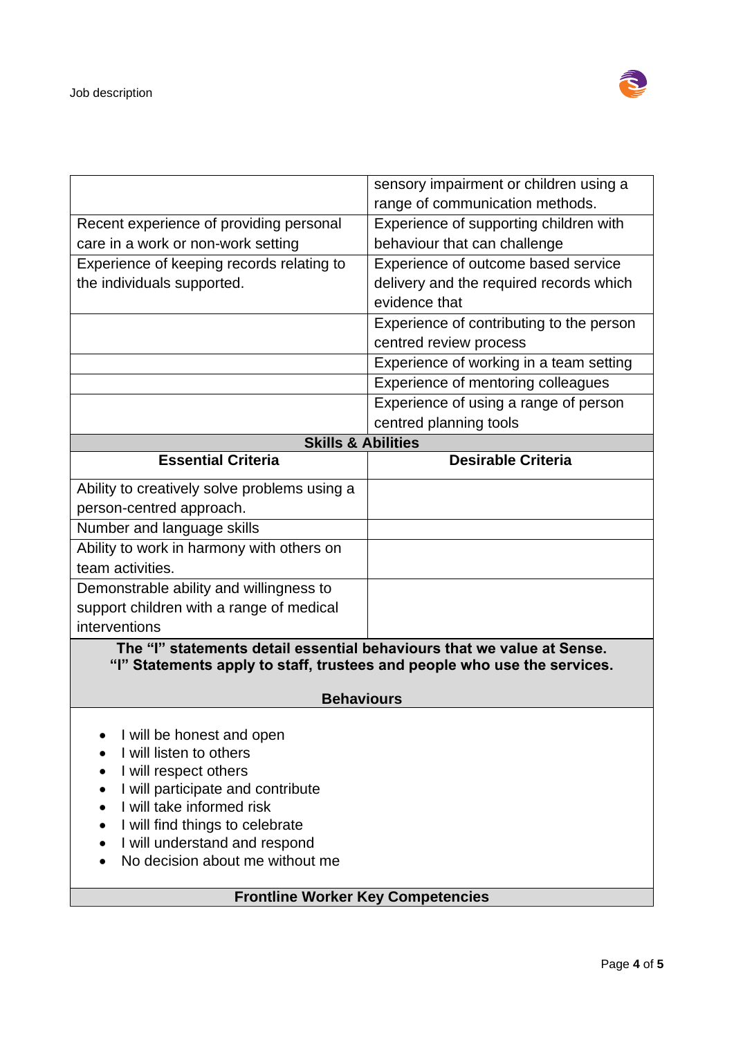| | |
|---|---|
| | sensory impairment or children using a range of communication methods. |
| Recent experience of providing personal care in a work or non-work setting | Experience of supporting children with behaviour that can challenge |
| Experience of keeping records relating to the individuals supported. | Experience of outcome based service delivery and the required records which evidence that |
| | Experience of contributing to the person centred review process |
| | Experience of working in a team setting |
| | Experience of mentoring colleagues |
| | Experience of using a range of person centred planning tools |

**Skills & Abilities**

| Essential Criteria | Desirable Criteria |
|---|---|
| Ability to creatively solve problems using a person-centred approach. | |
| Number and language skills | |
| Ability to work in harmony with others on team activities. | |
| Demonstrable ability and willingness to support children with a range of medical interventions | |

**The "I" statements detail essential behaviours that we value at Sense.**
**"I" Statements apply to staff, trustees and people who use the services.**

**Behaviours**

- I will be honest and open
- I will listen to others
- I will respect others
- I will participate and contribute
- I will take informed risk
- I will find things to celebrate
- I will understand and respond
- No decision about me without me

**Frontline Worker Key Competencies**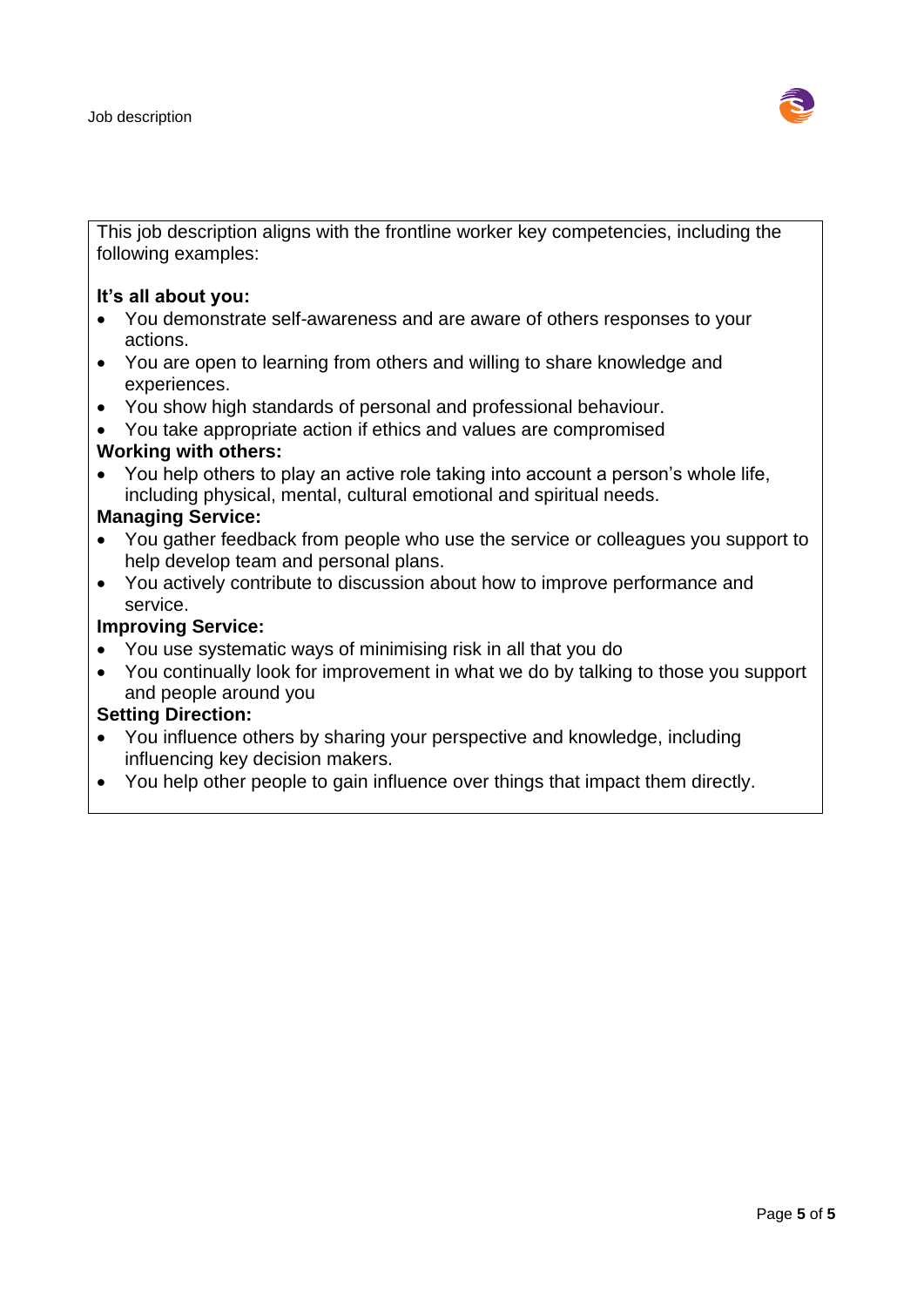This job description aligns with the frontline worker key competencies, including the following examples:

**It's all about you:**

- You demonstrate self-awareness and are aware of others responses to your actions.
- You are open to learning from others and willing to share knowledge and experiences.
- You show high standards of personal and professional behaviour.
- You take appropriate action if ethics and values are compromised

**Working with others:**

- You help others to play an active role taking into account a person's whole life, including physical, mental, cultural emotional and spiritual needs.

**Managing Service:**

- You gather feedback from people who use the service or colleagues you support to help develop team and personal plans.
- You actively contribute to discussion about how to improve performance and service.

**Improving Service:**

- You use systematic ways of minimising risk in all that you do
- You continually look for improvement in what we do by talking to those you support and people around you

**Setting Direction:**

- You influence others by sharing your perspective and knowledge, including influencing key decision makers.
- You help other people to gain influence over things that impact them directly.